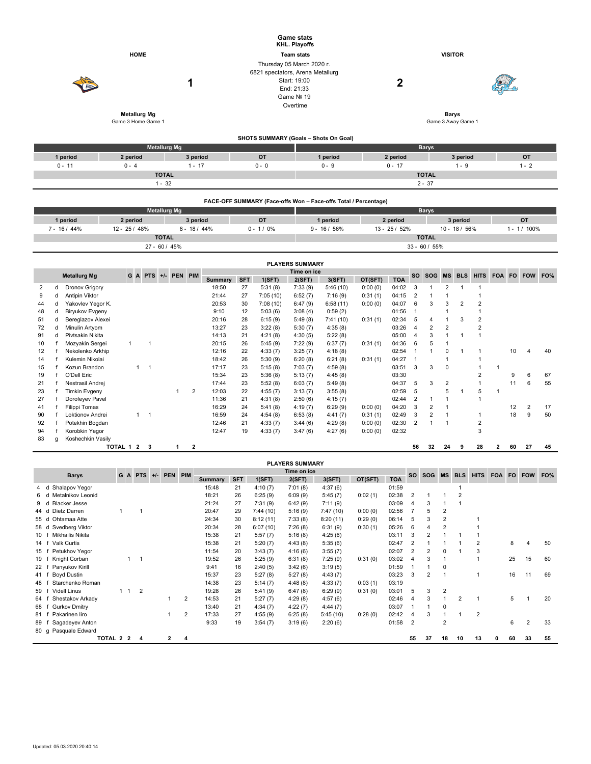# Game stats

**KHL. Playoffs**

| HOME | Team stats | VISITOR |
|---|---|---|
| | Thursday 05 March 2020 г. | |
| | 6821 spectators, Arena Metallurg | |
| **1** | Start: 19:00 | **2** |
| | End: 21:33 | |
| | Game № 19 | |
| | Overtime | |
| **Metallurg Mg** | | **Barys** |
| Game 3 Home Game 1 | | Game 3 Away Game 1 |

## SHOTS SUMMARY (Goals – Shots On Goal)

| Metallurg Mg | | | | Barys | | | |
|---|---|---|---|---|---|---|---|
| 1 period | 2 period | 3 period | OT | 1 period | 2 period | 3 period | OT |
| 0 - 11 | 0 - 4 | 1 - 17 | 0 - 0 | 0 - 9 | 0 - 17 | 1 - 9 | 1 - 2 |
| TOTAL | | | | TOTAL | | | |
| 1 - 32 | | | | 2 - 37 | | | |

## FACE-OFF SUMMARY (Face-offs Won – Face-offs Total / Percentage)

| Metallurg Mg | | | | Barys | | | |
|---|---|---|---|---|---|---|---|
| 1 period | 2 period | 3 period | OT | 1 period | 2 period | 3 period | OT |
| 7 - 16 / 44% | 12 - 25 / 48% | 8 - 18 / 44% | 0 - 1 / 0% | 9 - 16 / 56% | 13 - 25 / 52% | 10 - 18 / 56% | 1 - 1 / 100% |
| TOTAL | | | | TOTAL | | | |
| 27 - 60 / 45% | | | | 33 - 60 / 55% | | | |

## PLAYERS SUMMARY

| | | Metallurg Mg | G | A | PTS | +/- | PEN | PIM | Time on ice | | | | | | | SO | SOG | MS | BLS | HITS | FOA | FO | FOW | FO% |
|---|---|---|---|---|---|---|---|---|---|---|---|---|---|---|---|---|---|---|---|---|---|---|---|---|
| | | | | | | | | | Summary | SFT | 1(SFT) | 2(SFT) | 3(SFT) | OT(SFT) | TOA | | | | | | | | | |
| 2 | d | Dronov Grigory | | | | | | | 18:50 | 27 | 5:31 (8) | 7:33 (9) | 5:46 (10) | 0:00 (0) | 04:02 | 3 | 1 | 2 | 1 | 1 | | | | |
| 9 | d | Antipin Viktor | | | | | | | 21:44 | 27 | 7:05 (10) | 6:52 (7) | 7:16 (9) | 0:31 (1) | 04:15 | 2 | 1 | 1 | | 1 | | | | |
| 44 | d | Yakovlev Yegor K. | | | | | | | 20:53 | 30 | 7:08 (10) | 6:47 (9) | 6:58 (11) | 0:00 (0) | 04:07 | 6 | 3 | 3 | 2 | 2 | | | | |
| 48 | d | Biryukov Evgeny | | | | | | | 9:10 | 12 | 5:03 (6) | 3:08 (4) | 0:59 (2) | | 01:56 | 1 | | 1 | | 1 | | | | |
| 51 | d | Bereglazov Alexei | | | | | | | 20:16 | 28 | 6:15 (9) | 5:49 (8) | 7:41 (10) | 0:31 (1) | 02:34 | 5 | 4 | 1 | 3 | 2 | | | | |
| 72 | d | Minulin Artyom | | | | | | | 13:27 | 23 | 3:22 (8) | 5:30 (7) | 4:35 (8) | | 03:26 | 4 | 2 | 2 | | 2 | | | | |
| 91 | d | Pivtsakin Nikita | | | | | | | 14:13 | 21 | 4:21 (8) | 4:30 (5) | 5:22 (8) | | 05:00 | 4 | 3 | 1 | 1 | 1 | | | | |
| 10 | f | Mozyakin Sergei | 1 | | 1 | | | | 20:15 | 26 | 5:45 (9) | 7:22 (9) | 6:37 (7) | 0:31 (1) | 04:36 | 6 | 5 | 1 | | | | | | |
| 12 | f | Nekolenko Arkhip | | | | | | | 12:16 | 22 | 4:33 (7) | 3:25 (7) | 4:18 (8) | | 02:54 | 1 | 1 | 0 | 1 | 1 | | 10 | 4 | 40 |
| 14 | f | Kulemin Nikolai | | | | | | | 18:42 | 26 | 5:30 (9) | 6:20 (8) | 6:21 (8) | 0:31 (1) | 04:27 | 1 | | 1 | | 1 | | | | |
| 15 | f | Kozun Brandon | | 1 | 1 | | | | 17:17 | 23 | 5:15 (8) | 7:03 (7) | 4:59 (8) | | 03:51 | 3 | 3 | 0 | | 1 | 1 | | | |
| 19 | f | O'Dell Eric | | | | | | | 15:34 | 23 | 5:36 (8) | 5:13 (7) | 4:45 (8) | | 03:30 | | | | | 2 | | 9 | 6 | 67 |
| 21 | f | Nestrasil Andrej | | | | | | | 17:44 | 23 | 5:52 (8) | 6:03 (7) | 5:49 (8) | | 04:37 | 5 | 3 | 2 | | 1 | | 11 | 6 | 55 |
| 23 | f | Timkin Evgeny | | | | | 1 | 2 | 12:03 | 22 | 4:55 (7) | 3:13 (7) | 3:55 (8) | | 02:59 | 5 | | 5 | 1 | 5 | 1 | | | |
| 27 | f | Dorofeyev Pavel | | | | | | | 11:36 | 21 | 4:31 (8) | 2:50 (6) | 4:15 (7) | | 02:44 | 2 | 1 | 1 | | 1 | | | | |
| 41 | f | Filippi Tomas | | | | | | | 16:29 | 24 | 5:41 (8) | 4:19 (7) | 6:29 (9) | 0:00 (0) | 04:20 | 3 | 2 | 1 | | | | 12 | 2 | 17 |
| 90 | f | Loktionov Andrei | | 1 | 1 | | | | 16:59 | 24 | 4:54 (8) | 6:53 (8) | 4:41 (7) | 0:31 (1) | 02:49 | 3 | 2 | 1 | | 1 | | 18 | 9 | 50 |
| 92 | f | Potekhin Bogdan | | | | | | | 12:46 | 21 | 4:33 (7) | 3:44 (6) | 4:29 (8) | 0:00 (0) | 02:30 | 2 | 1 | 1 | | 2 | | | | |
| 94 | f | Korobkin Yegor | | | | | | | 12:47 | 19 | 4:33 (7) | 3:47 (6) | 4:27 (6) | 0:00 (0) | 02:32 | | | | | 3 | | | | |
| 83 | g | Koshechkin Vasily | | | | | | | | | | | | | | | | | | | | | | |
| | | TOTAL | 1 | 2 | 3 | | 1 | 2 | | | | | | | | 56 | 32 | 24 | 9 | 28 | 2 | 60 | 27 | 45 |

## PLAYERS SUMMARY

| | | Barys | G | A | PTS | +/- | PEN | PIM | Time on ice | | | | | | | SO | SOG | MS | BLS | HITS | FOA | FO | FOW | FO% |
|---|---|---|---|---|---|---|---|---|---|---|---|---|---|---|---|---|---|---|---|---|---|---|---|---|
| | | | | | | | | | Summary | SFT | 1(SFT) | 2(SFT) | 3(SFT) | OT(SFT) | TOA | | | | | | | | | |
| 4 | d | Shalapov Yegor | | | | | | | 15:48 | 21 | 4:10 (7) | 7:01 (8) | 4:37 (6) | | 01:59 | | | | 1 | | | | | |
| 6 | d | Metalnikov Leonid | | | | | | | 18:21 | 26 | 6:25 (9) | 6:09 (9) | 5:45 (7) | 0:02 (1) | 02:38 | 2 | 1 | 1 | 2 | | | | | |
| 9 | d | Blacker Jesse | | | | | | | 21:24 | 27 | 7:31 (9) | 6:42 (9) | 7:11 (9) | | 03:09 | 4 | 3 | 1 | 1 | | | | | |
| 44 | d | Dietz Darren | 1 | | 1 | | | | 20:47 | 29 | 7:44 (10) | 5:16 (9) | 7:47 (10) | 0:00 (0) | 02:56 | 7 | 5 | 2 | | | | | | |
| 55 | d | Ohtamaa Atte | | | | | | | 24:34 | 30 | 8:12 (11) | 7:33 (8) | 8:20 (11) | 0:29 (0) | 06:14 | 5 | 3 | 2 | | 1 | | | | |
| 58 | d | Svedberg Viktor | | | | | | | 20:34 | 28 | 6:07 (10) | 7:26 (8) | 6:31 (9) | 0:30 (1) | 05:26 | 6 | 4 | 2 | | 1 | | | | |
| 10 | f | Mikhailis Nikita | | | | | | | 15:38 | 21 | 5:57 (7) | 5:16 (8) | 4:25 (6) | | 03:11 | 3 | 2 | 1 | 1 | 1 | | | | |
| 14 | f | Valk Curtis | | | | | | | 15:38 | 21 | 5:20 (7) | 4:43 (8) | 5:35 (6) | | 02:47 | 2 | 1 | 1 | 1 | 2 | | 8 | 4 | 50 |
| 15 | f | Petukhov Yegor | | | | | | | 11:54 | 20 | 3:43 (7) | 4:16 (6) | 3:55 (7) | | 02:07 | 2 | 2 | 0 | 1 | 3 | | | | |
| 19 | f | Knight Corban | | 1 | 1 | | | | 19:52 | 26 | 5:25 (9) | 6:31 (8) | 7:25 (9) | 0:31 (0) | 03:02 | 4 | 3 | 1 | | 1 | | 25 | 15 | 60 |
| 22 | f | Panyukov Kirill | | | | | | | 9:41 | 16 | 2:40 (5) | 3:42 (6) | 3:19 (5) | | 01:59 | 1 | 1 | 0 | | | | | | |
| 41 | f | Boyd Dustin | | | | | | | 15:37 | 23 | 5:27 (8) | 5:27 (8) | 4:43 (7) | | 03:23 | 3 | 2 | 1 | | 1 | | 16 | 11 | 69 |
| 48 | f | Starchenko Roman | | | | | | | 14:38 | 23 | 5:14 (7) | 4:48 (8) | 4:33 (7) | 0:03 (1) | 03:19 | | | | | | | | | |
| 59 | f | Videll Linus | 1 | 1 | 2 | | | | 19:28 | 26 | 5:41 (9) | 6:47 (8) | 6:29 (9) | 0:31 (0) | 03:01 | 5 | 3 | 2 | | | | | | |
| 64 | f | Shestakov Arkady | | | | | 1 | 2 | 14:53 | 21 | 5:27 (7) | 4:29 (8) | 4:57 (6) | | 02:46 | 4 | 3 | 1 | 2 | 1 | | 5 | 1 | 20 |
| 68 | f | Gurkov Dmitry | | | | | | | 13:40 | 21 | 4:34 (7) | 4:22 (7) | 4:44 (7) | | 03:07 | 1 | 1 | 0 | | | | | | |
| 81 | f | Pakarinen Iiro | | | | | 1 | 2 | 17:33 | 27 | 4:55 (9) | 6:25 (8) | 5:45 (10) | 0:28 (0) | 02:42 | 4 | 3 | 1 | 1 | 2 | | | | |
| 89 | f | Sagadeyev Anton | | | | | | | 9:33 | 19 | 3:54 (7) | 3:19 (6) | 2:20 (6) | | 01:58 | 2 | | 2 | | | | 6 | 2 | 33 |
| 80 | g | Pasquale Edward | | | | | | | | | | | | | | | | | | | | | | |
| | | TOTAL | 2 | 2 | 4 | | 2 | 4 | | | | | | | | 55 | 37 | 18 | 10 | 13 | 0 | 60 | 33 | 55 |

Updated: 05.03.2020 20:40:14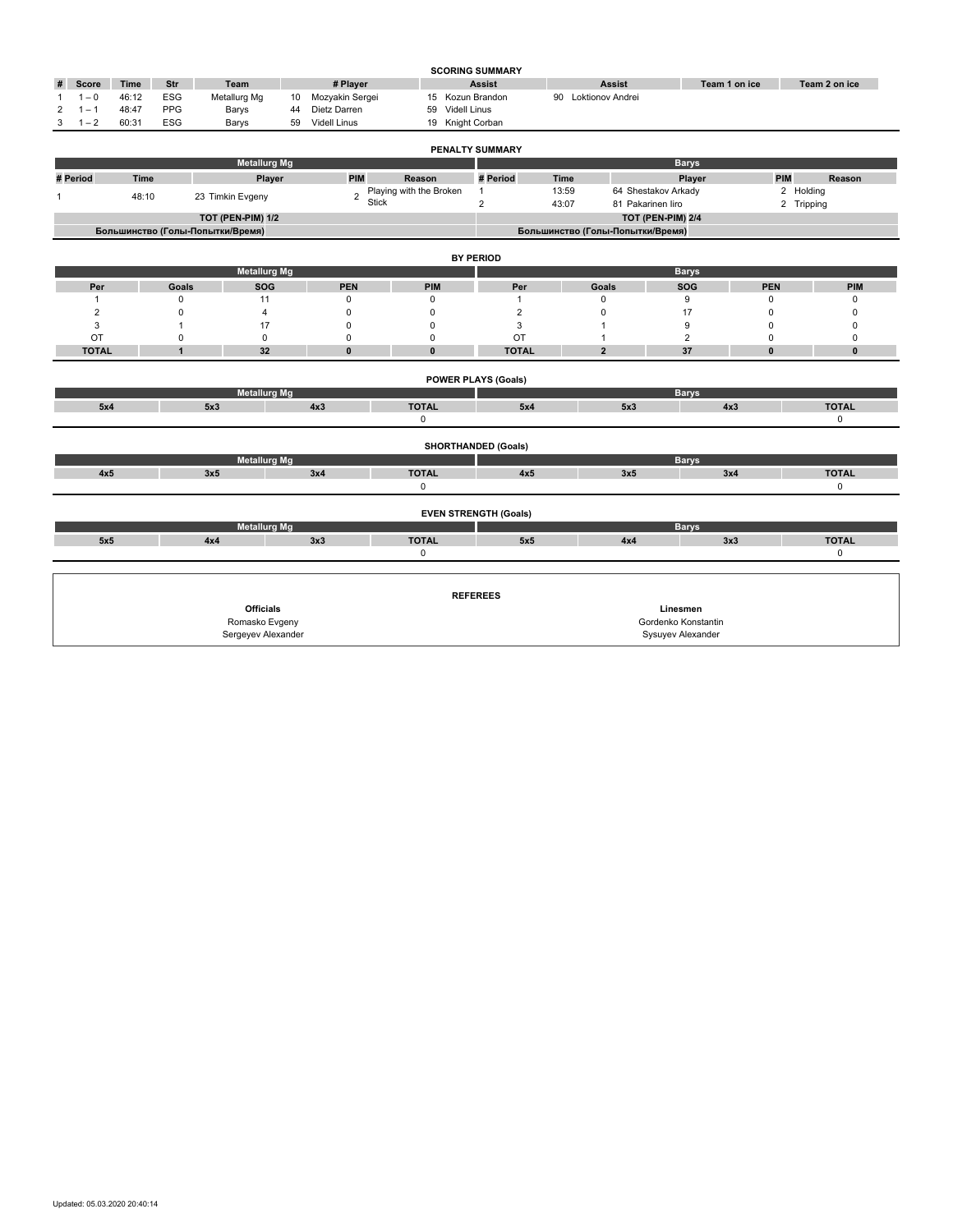## SCORING SUMMARY

| # | Score | Time | Str | Team | # Player | Assist | Assist | Team 1 on ice | Team 2 on ice |
|---|---|---|---|---|---|---|---|---|---|
| 1 | 1 – 0 | 46:12 | ESG | Metallurg Mg | 10 Mozyakin Sergei | 15 Kozun Brandon | 90 Loktionov Andrei | | |
| 2 | 1 – 1 | 48:47 | PPG | Barys | 44 Dietz Darren | 59 Videll Linus | | | |
| 3 | 1 – 2 | 60:31 | ESG | Barys | 59 Videll Linus | 19 Knight Corban | | | |

## PENALTY SUMMARY

| Metallurg Mg | | | | | Barys | | | | |
|---|---|---|---|---|---|---|---|---|---|
| # Period | Time | Player | PIM | Reason | # Period | Time | Player | PIM | Reason |
| 1 | 48:10 | 23 Timkin Evgeny | 2 | Playing with the Broken Stick | 1 | 13:59 | 64 Shestakov Arkady | 2 | Holding |
| | | | | | 2 | 43:07 | 81 Pakarinen Iiro | 2 | Tripping |
| TOT (PEN-PIM) 1/2 | | | | | TOT (PEN-PIM) 2/4 | | | | |
| Большинство (Голы-Попытки/Время) | | | | | Большинство (Голы-Попытки/Время) | | | | |

## BY PERIOD

| Metallurg Mg | | | | | Barys | | | | |
|---|---|---|---|---|---|---|---|---|---|
| Per | Goals | SOG | PEN | PIM | Per | Goals | SOG | PEN | PIM |
| 1 | 0 | 11 | 0 | 0 | 1 | 0 | 9 | 0 | 0 |
| 2 | 0 | 4 | 0 | 0 | 2 | 0 | 17 | 0 | 0 |
| 3 | 1 | 17 | 0 | 0 | 3 | 1 | 9 | 0 | 0 |
| OT | 0 | 0 | 0 | 0 | OT | 1 | 2 | 0 | 0 |
| **TOTAL** | **1** | **32** | **0** | **0** | **TOTAL** | **2** | **37** | **0** | **0** |

## POWER PLAYS (Goals)

| Metallurg Mg | | | | Barys | | | |
|---|---|---|---|---|---|---|---|
| 5x4 | 5x3 | 4x3 | TOTAL | 5x4 | 5x3 | 4x3 | TOTAL |
| | | | 0 | | | | 0 |

## SHORTHANDED (Goals)

| Metallurg Mg | | | | Barys | | | |
|---|---|---|---|---|---|---|---|
| 4x5 | 3x5 | 3x4 | TOTAL | 4x5 | 3x5 | 3x4 | TOTAL |
| | | | 0 | | | | 0 |

## EVEN STRENGTH (Goals)

| Metallurg Mg | | | | Barys | | | |
|---|---|---|---|---|---|---|---|
| 5x5 | 4x4 | 3x3 | TOTAL | 5x5 | 4x4 | 3x3 | TOTAL |
| | | | 0 | | | | 0 |

## REFEREES

| Officials | Linesmen |
|---|---|
| Romasko Evgeny | Gordenko Konstantin |
| Sergeyev Alexander | Sysuyev Alexander |

Updated: 05.03.2020 20:40:14